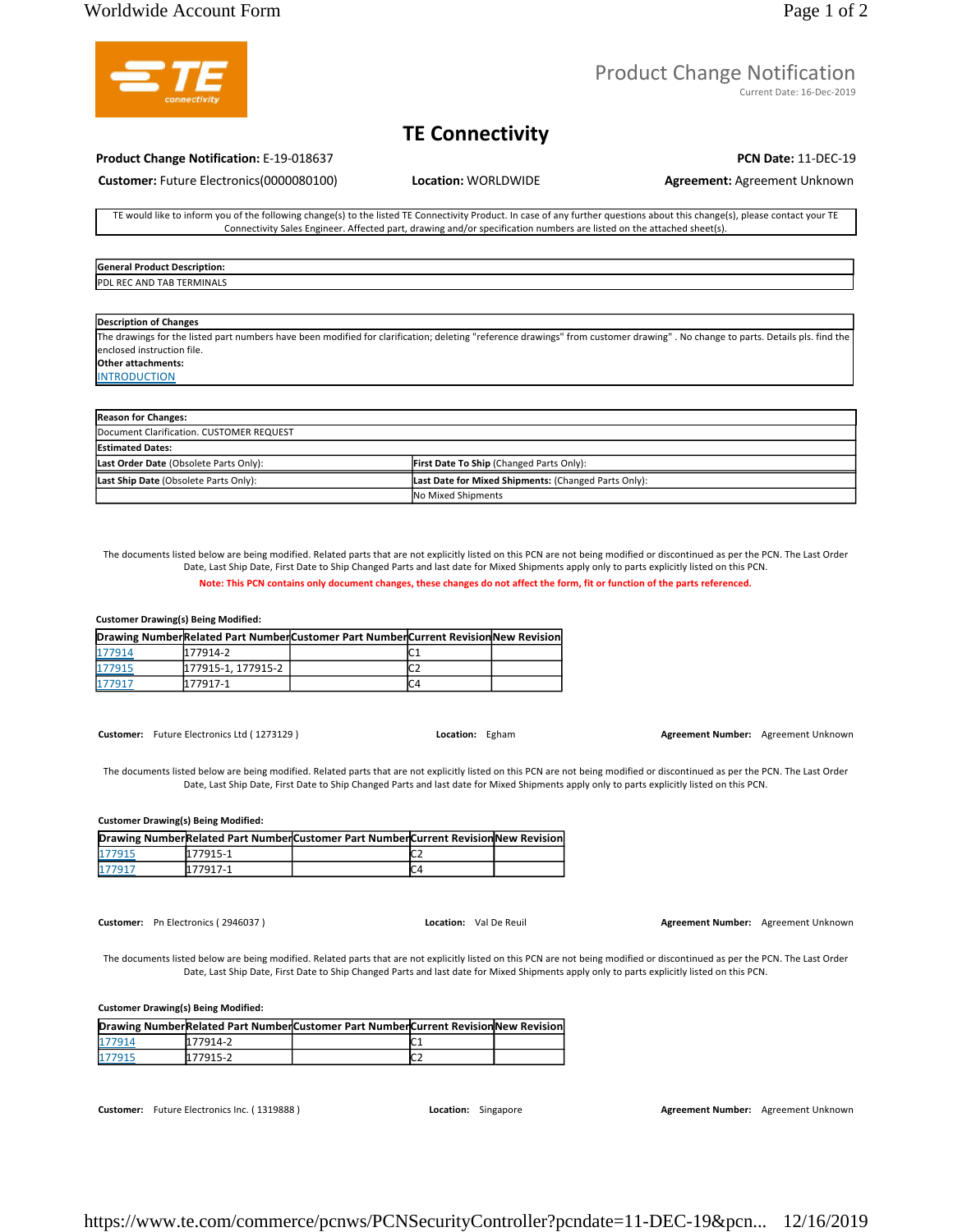# Product Change Notification

Current Date: 16-Dec-2019

## TE Connectivity

**Product Change Notification:** E-19-018637

**PCN Date:** 11-DEC-19

**Customer:** Future Electronics(0000080100) **Location:** WORLDWIDE **Agreement:** Agreement Unknown

TE would like to inform you of the following change(s) to the listed TE Connectivity Product. In case of any further questions about this change(s), please contact your TE Connectivity Sales Engineer. Affected part, drawing and/or specification numbers are listed on the attached sheet(s).

| **General Product Description:** |
|---|
| PDL REC AND TAB TERMINALS |

**Description of Changes**

The drawings for the listed part numbers have been modified for clarification; deleting "reference drawings" from customer drawing" . No change to parts. Details pls. find the enclosed instruction file.

**Other attachments:**

INTRODUCTION

| **Reason for Changes:** | |
|---|---|
| Document Clarification. CUSTOMER REQUEST | |
| **Estimated Dates:** | |
| **Last Order Date** (Obsolete Parts Only): | **First Date To Ship** (Changed Parts Only): |
| **Last Ship Date** (Obsolete Parts Only): | **Last Date for Mixed Shipments:** (Changed Parts Only): |
| | No Mixed Shipments |

The documents listed below are being modified. Related parts that are not explicitly listed on this PCN are not being modified or discontinued as per the PCN. The Last Order Date, Last Ship Date, First Date to Ship Changed Parts and last date for Mixed Shipments apply only to parts explicitly listed on this PCN.

**Note: This PCN contains only document changes, these changes do not affect the form, fit or function of the parts referenced.**

**Customer Drawing(s) Being Modified:**

| Drawing Number | Related Part Number | Customer Part Number | Current Revision | New Revision |
|---|---|---|---|---|
| 177914 | 177914-2 | | C1 | |
| 177915 | 177915-1, 177915-2 | | C2 | |
| 177917 | 177917-1 | | C4 | |

**Customer:** Future Electronics Ltd ( 1273129 ) **Location:** Egham **Agreement Number:** Agreement Unknown

The documents listed below are being modified. Related parts that are not explicitly listed on this PCN are not being modified or discontinued as per the PCN. The Last Order Date, Last Ship Date, First Date to Ship Changed Parts and last date for Mixed Shipments apply only to parts explicitly listed on this PCN.

**Customer Drawing(s) Being Modified:**

| Drawing Number | Related Part Number | Customer Part Number | Current Revision | New Revision |
|---|---|---|---|---|
| 177915 | 177915-1 | | C2 | |
| 177917 | 177917-1 | | C4 | |

**Customer:** Pn Electronics ( 2946037 ) **Location:** Val De Reuil **Agreement Number:** Agreement Unknown

The documents listed below are being modified. Related parts that are not explicitly listed on this PCN are not being modified or discontinued as per the PCN. The Last Order Date, Last Ship Date, First Date to Ship Changed Parts and last date for Mixed Shipments apply only to parts explicitly listed on this PCN.

**Customer Drawing(s) Being Modified:**

| Drawing Number | Related Part Number | Customer Part Number | Current Revision | New Revision |
|---|---|---|---|---|
| 177914 | 177914-2 | | C1 | |
| 177915 | 177915-2 | | C2 | |

**Customer:** Future Electronics Inc. ( 1319888 ) **Location:** Singapore **Agreement Number:** Agreement Unknown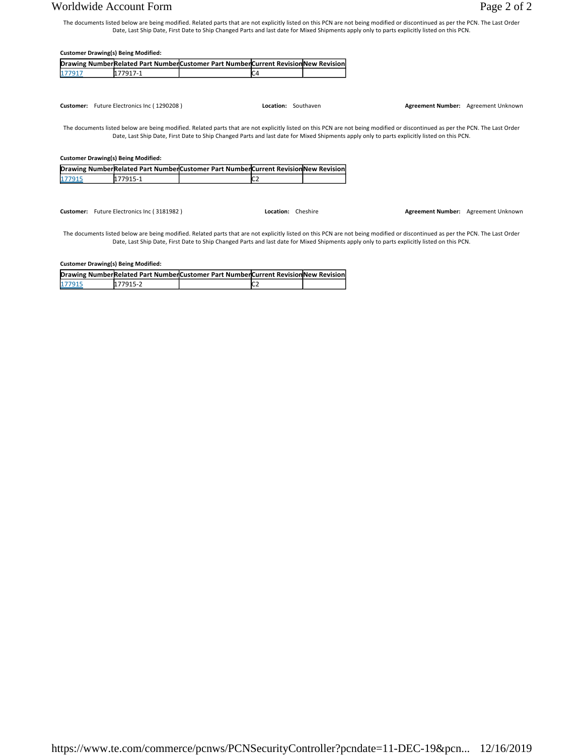The documents listed below are being modified. Related parts that are not explicitly listed on this PCN are not being modified or discontinued as per the PCN. The Last Order Date, Last Ship Date, First Date to Ship Changed Parts and last date for Mixed Shipments apply only to parts explicitly listed on this PCN.

**Customer Drawing(s) Being Modified:**

| Drawing Number | Related Part Number | Customer Part Number | Current Revision | New Revision |
|---|---|---|---|---|
| 177917 | 177917-1 | | C4 | |

**Customer:** Future Electronics Inc ( 1290208 ) **Location:** Southaven **Agreement Number:** Agreement Unknown

The documents listed below are being modified. Related parts that are not explicitly listed on this PCN are not being modified or discontinued as per the PCN. The Last Order Date, Last Ship Date, First Date to Ship Changed Parts and last date for Mixed Shipments apply only to parts explicitly listed on this PCN.

**Customer Drawing(s) Being Modified:**

| Drawing Number | Related Part Number | Customer Part Number | Current Revision | New Revision |
|---|---|---|---|---|
| 177915 | 177915-1 | | C2 | |

**Customer:** Future Electronics Inc ( 3181982 ) **Location:** Cheshire **Agreement Number:** Agreement Unknown

The documents listed below are being modified. Related parts that are not explicitly listed on this PCN are not being modified or discontinued as per the PCN. The Last Order Date, Last Ship Date, First Date to Ship Changed Parts and last date for Mixed Shipments apply only to parts explicitly listed on this PCN.

**Customer Drawing(s) Being Modified:**

| Drawing Number | Related Part Number | Customer Part Number | Current Revision | New Revision |
|---|---|---|---|---|
| 177915 | 177915-2 | | C2 | |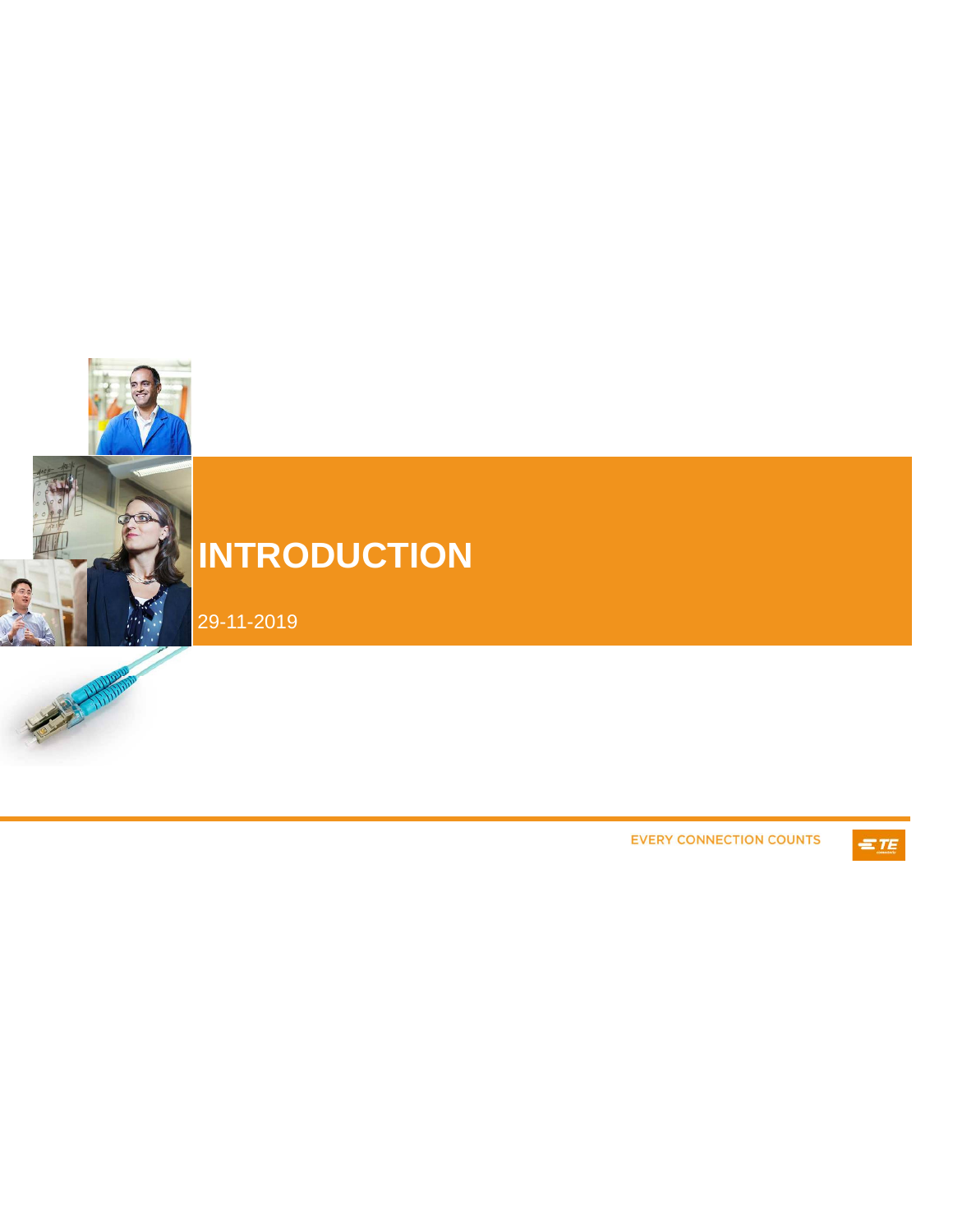# INTRODUCTION

29-11-2019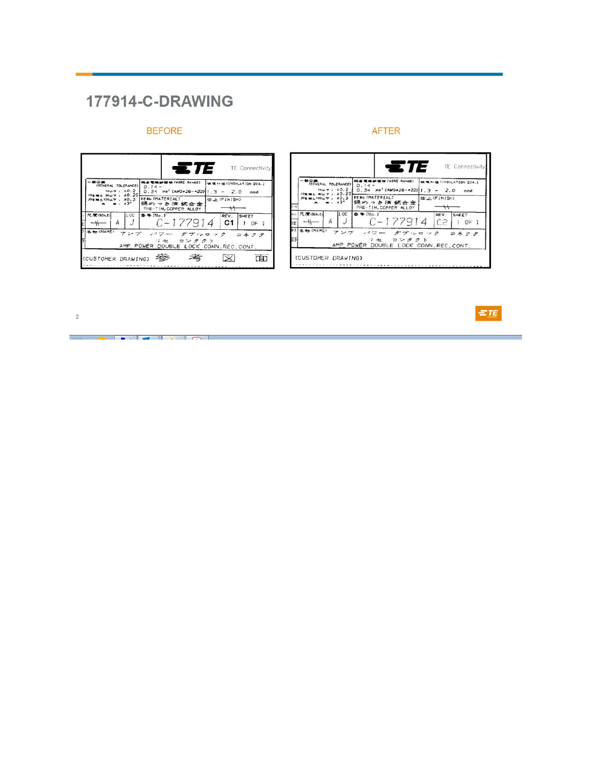# 177914-C-DRAWING

| BEFORE | AFTER |
| --- | --- |
| TE Connectivity | TE Connectivity |
| 一般公差 (GENERAL TOLERANCE) 10以下 ±0.2; 10を越え 30以下 ±0.25; 30を越え 100以下 ±0.3; 角 度 ±3° | 一般公差 (GENERAL TOLERANCE) 10以下 ±0.2; 10を越え 30以下 ±0.25; 30を越え 100以下 ±0.3; 角 度 ±3° |
| 適合電線範囲 (WIRE RANGE) 0.14 ~ 0.34 mm² (AWG#26~#22) | 適合電線範囲 (WIRE RANGE) 0.14 ~ 0.34 mm² (AWG#26~#22) |
| 被覆外径 (INSULATION DIA.) 1.3 ~ 2.0 mmø | 被覆外径 (INSULATION DIA.) 1.3 ~ 2.0 mmø |
| 材料 (MATERIAL) 錫めっき済銅合金 PRE-TIN, COPPER ALLOY | 材料 (MATERIAL) 錫めっき済銅合金 PRE-TIN, COPPER ALLOY |
| 仕上 (FINISH) | 仕上 (FINISH) |
| 尺度 (SCALE) | 尺度 (SCALE) |
| A | A |
| LOC J | LOC J |
| 番号 (No.) C-177914 | 番号 (No.) C-177914 |
| REV. C1 | REV. C2 |
| SHEET 1 OF 1 | SHEET 1 OF 1 |
| 名称 (NAME) アンプ パワー ダブルロック コネクタ リセ コンタクト AMP POWER DOUBLE LOCK CONN. REC. CONT. | 名称 (NAME) アンプ パワー ダブルロック コネクタ リセ コンタクト AMP POWER DOUBLE LOCK CONN. REC. CONT. |
| (CUSTOMER DRAWING) 参考図面 | (CUSTOMER DRAWING) |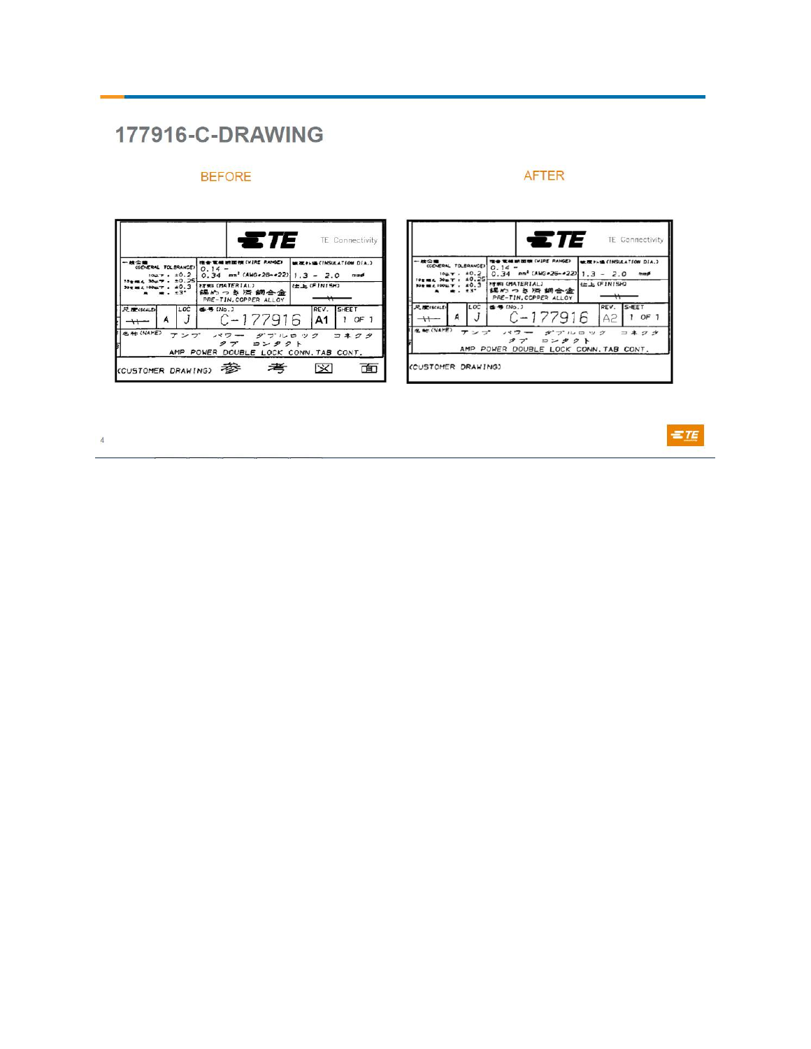# 177916-C-DRAWING

| BEFORE | AFTER |
| --- | --- |
| TE Connectivity | TE Connectivity |
| 一般公差 (GENERAL TOLERANCE) 10㎜以下: ±0.2; 10を越え 30㎜以下: ±0.25; 30を越え 100㎜以下: ±0.3; 角度: ±3° | 一般公差 (GENERAL TOLERANCE) 10㎜以下: ±0.2; 10を越え 30㎜以下: ±0.25; 30を越え 100㎜以下: ±0.3; 角度: ±3° |
| 適合電線範囲 (WIRE RANGE) 0.14 − 0.34 mm² (AWG#28−#22) | 適合電線範囲 (WIRE RANGE) 0.14 − 0.34 mm² (AWG#28−#22) |
| 被覆外径 (INSULATION DIA.) 1.3 − 2.0 mmφ | 被覆外径 (INSULATION DIA.) 1.3 − 2.0 mmφ |
| 材料 (MATERIAL) 錫めっき済銅合金 PRE-TIN, COPPER ALLOY | 材料 (MATERIAL) 錫めっき済銅合金 PRE-TIN, COPPER ALLOY |
| 仕上 (FINISH) — | 仕上 (FINISH) — |
| 尺度 (SCALE) — | 尺度 (SCALE) — |
| A | A |
| LOC J | LOC J |
| 番号 (No.) C-177916 | 番号 (No.) C-177916 |
| REV. A1 | REV. A2 |
| SHEET 1 OF 1 | SHEET 1 OF 1 |
| 名称 (NAME) アンプ パワー ダブルロック コネクタ タブ コンタクト AMP POWER DOUBLE LOCK CONN. TAB CONT. | 名称 (NAME) アンプ パワー ダブルロック コネクタ タブ コンタクト AMP POWER DOUBLE LOCK CONN. TAB CONT. |
| (CUSTOMER DRAWING) 参考図面 | (CUSTOMER DRAWING) |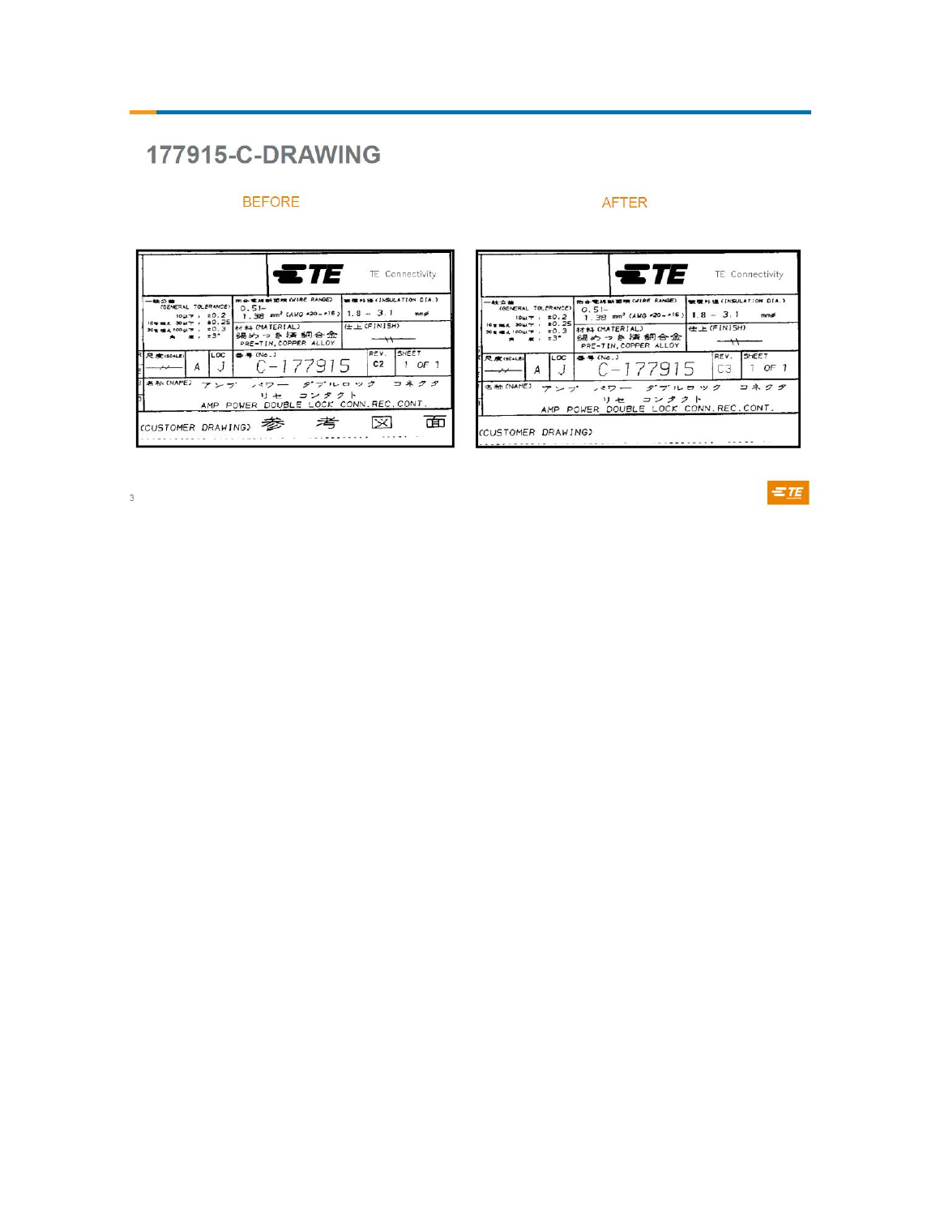# 177915-C-DRAWING

BEFORE

| | | | | | |
|---|---|---|---|---|---|
| | TE TE Connectivity | | | | |
| 一般公差 (GENERAL TOLERANCE) 10以下 : ±0.2; 10を越え 30以下 : ±0.25; 30を越え 100以下 : ±0.3; 角度 : ±3° | 適合電線断面積 (WIRE RANGE) 0.51~1.38 mm² (AWG #20~#16) | | 被覆外径 (INSULATION DIA.) 1.8 ~ 3.1 mmφ | | |
| | 材料 (MATERIAL) 錫めっき黄銅合金 PRE-TIN, COPPER ALLOY | | 仕上 (FINISH) | | |
| 尺度 (SCALE) | A | LOC J | 番号 (No.) C-177915 | REV. C2 | SHEET 1 OF 1 |
| 名称 (NAME) アンプ パワー ダブルロック コネクタ リセ コンタクト AMP POWER DOUBLE LOCK CONN. REC. CONT. | | | | | |
| (CUSTOMER DRAWING) 参 考 図 面 | | | | | |

AFTER

| | | | | | |
|---|---|---|---|---|---|
| | TE TE Connectivity | | | | |
| 一般公差 (GENERAL TOLERANCE) 10以下 : ±0.2; 10を越え 30以下 : ±0.25; 30を越え 100以下 : ±0.3; 角度 : ±3° | 適合電線断面積 (WIRE RANGE) 0.51~1.38 mm² (AWG #20~#16) | | 被覆外径 (INSULATION DIA.) 1.8 ~ 3.1 mmφ | | |
| | 材料 (MATERIAL) 錫めっき黄銅合金 PRE-TIN, COPPER ALLOY | | 仕上 (FINISH) | | |
| 尺度 (SCALE) | A | LOC J | 番号 (No.) C-177915 | REV. C3 | SHEET 1 OF 1 |
| 名称 (NAME) アンプ パワー ダブルロック コネクタ リセ コンタクト AMP POWER DOUBLE LOCK CONN. REC. CONT. | | | | | |
| (CUSTOMER DRAWING) | | | | | |